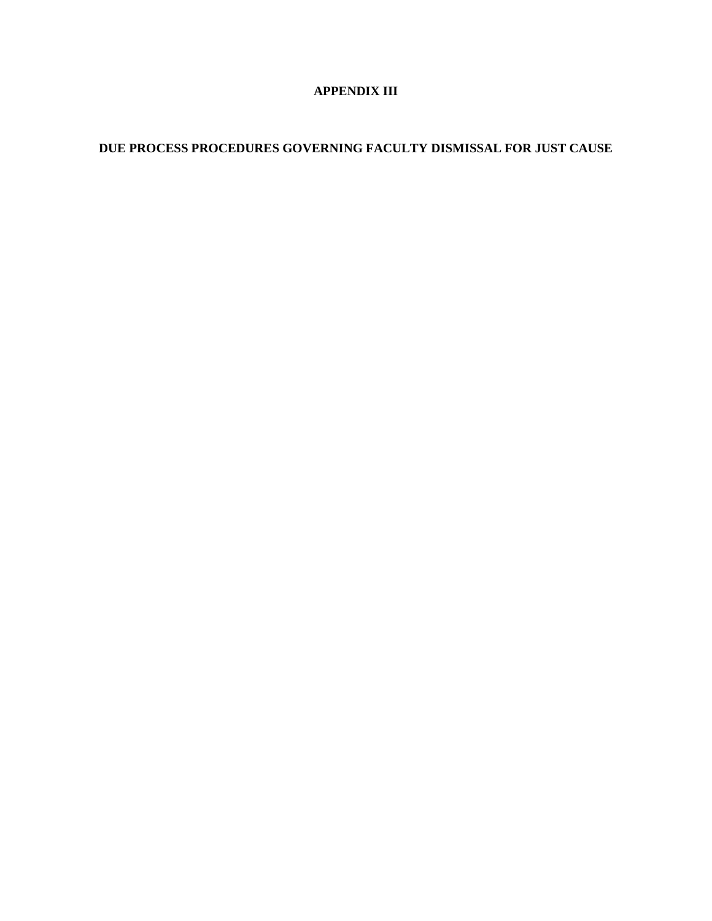# APPENDIX III

## DUE PROCESS PROCEDURES GOVERNING FACULTY DISMISSAL FOR JUST CAUSE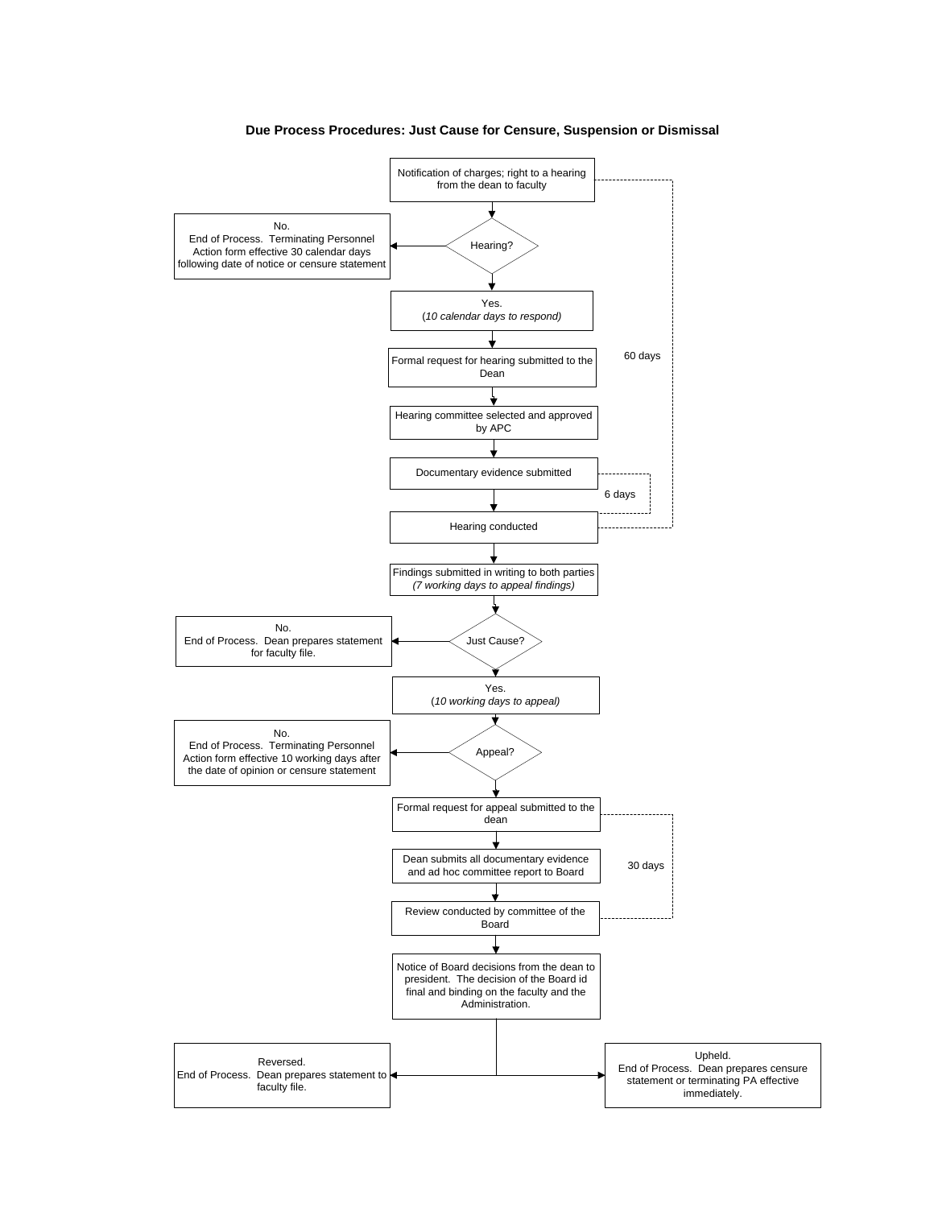## Due Process Procedures: Just Cause for Censure, Suspension or Dismissal

Notification of charges; right to a hearing from the dean to faculty

Hearing?

No.
End of Process. Terminating Personnel Action form effective 30 calendar days following date of notice or censure statement

Yes.
(*10 calendar days to respond*)

Formal request for hearing submitted to the Dean

60 days

Hearing committee selected and approved by APC

Documentary evidence submitted

6 days

Hearing conducted

Findings submitted in writing to both parties
*(7 working days to appeal findings)*

Just Cause?

No.
End of Process. Dean prepares statement for faculty file.

Yes.
(*10 working days to appeal*)

Appeal?

No.
End of Process. Terminating Personnel Action form effective 10 working days after the date of opinion or censure statement

Formal request for appeal submitted to the dean

30 days

Dean submits all documentary evidence and ad hoc committee report to Board

Review conducted by committee of the Board

Notice of Board decisions from the dean to president. The decision of the Board id final and binding on the faculty and the Administration.

Reversed.
End of Process. Dean prepares statement to faculty file.

Upheld.
End of Process. Dean prepares censure statement or terminating PA effective immediately.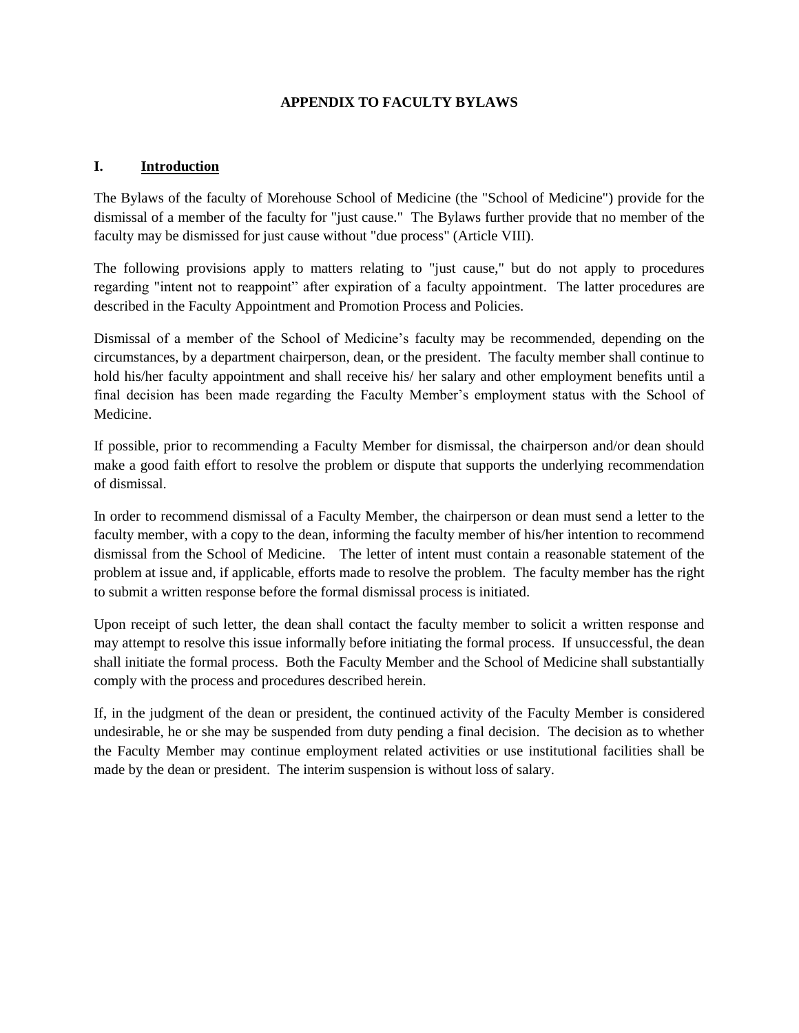# APPENDIX TO FACULTY BYLAWS

## I. Introduction

The Bylaws of the faculty of Morehouse School of Medicine (the "School of Medicine") provide for the dismissal of a member of the faculty for "just cause." The Bylaws further provide that no member of the faculty may be dismissed for just cause without "due process" (Article VIII).

The following provisions apply to matters relating to "just cause," but do not apply to procedures regarding "intent not to reappoint" after expiration of a faculty appointment. The latter procedures are described in the Faculty Appointment and Promotion Process and Policies.

Dismissal of a member of the School of Medicine's faculty may be recommended, depending on the circumstances, by a department chairperson, dean, or the president. The faculty member shall continue to hold his/her faculty appointment and shall receive his/ her salary and other employment benefits until a final decision has been made regarding the Faculty Member's employment status with the School of Medicine.

If possible, prior to recommending a Faculty Member for dismissal, the chairperson and/or dean should make a good faith effort to resolve the problem or dispute that supports the underlying recommendation of dismissal.

In order to recommend dismissal of a Faculty Member, the chairperson or dean must send a letter to the faculty member, with a copy to the dean, informing the faculty member of his/her intention to recommend dismissal from the School of Medicine. The letter of intent must contain a reasonable statement of the problem at issue and, if applicable, efforts made to resolve the problem. The faculty member has the right to submit a written response before the formal dismissal process is initiated.

Upon receipt of such letter, the dean shall contact the faculty member to solicit a written response and may attempt to resolve this issue informally before initiating the formal process. If unsuccessful, the dean shall initiate the formal process. Both the Faculty Member and the School of Medicine shall substantially comply with the process and procedures described herein.

If, in the judgment of the dean or president, the continued activity of the Faculty Member is considered undesirable, he or she may be suspended from duty pending a final decision. The decision as to whether the Faculty Member may continue employment related activities or use institutional facilities shall be made by the dean or president. The interim suspension is without loss of salary.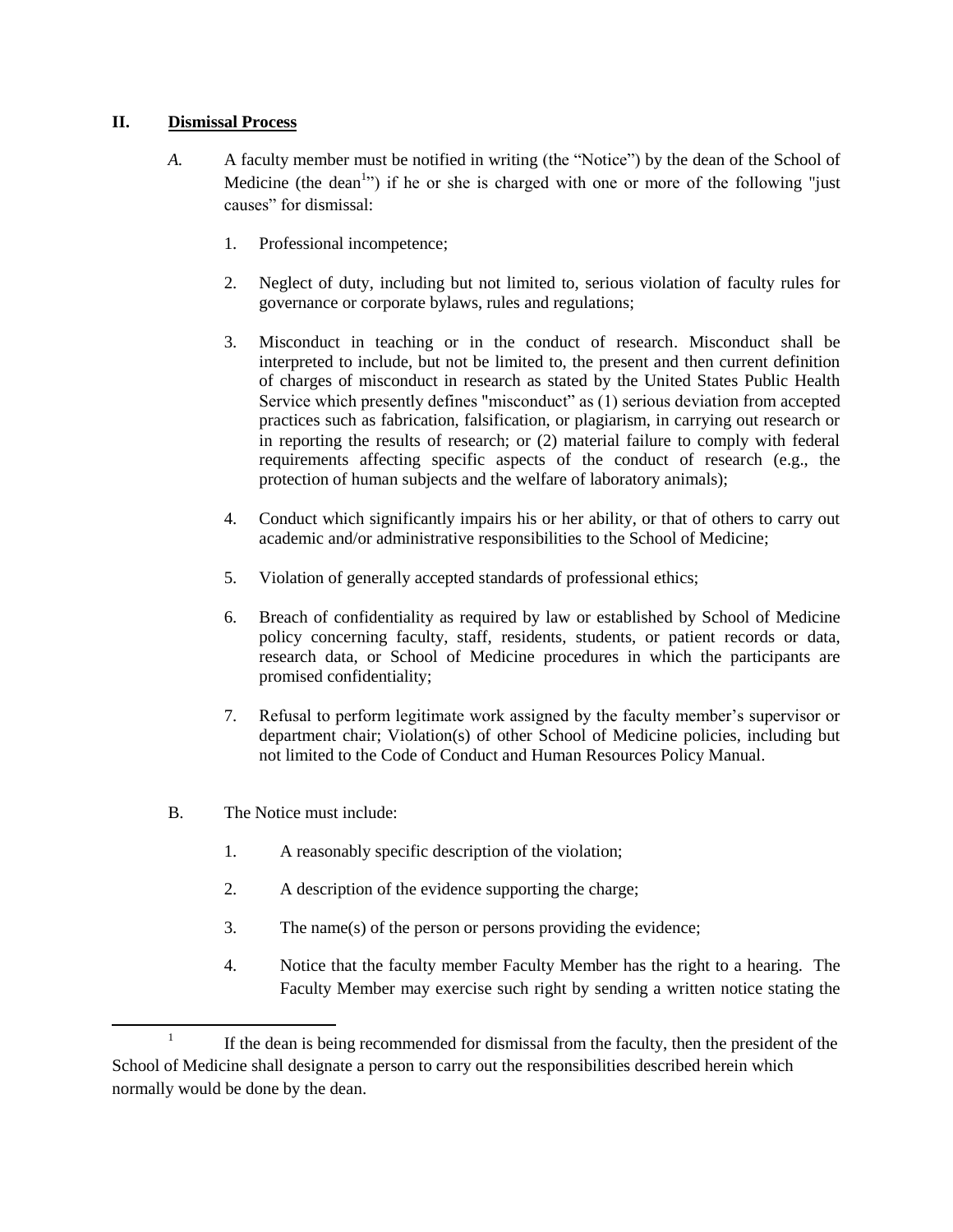## II. Dismissal Process

*A.* A faculty member must be notified in writing (the "Notice") by the dean of the School of Medicine (the dean[1]") if he or she is charged with one or more of the following "just causes" for dismissal:

1. Professional incompetence;
2. Neglect of duty, including but not limited to, serious violation of faculty rules for governance or corporate bylaws, rules and regulations;
3. Misconduct in teaching or in the conduct of research. Misconduct shall be interpreted to include, but not be limited to, the present and then current definition of charges of misconduct in research as stated by the United States Public Health Service which presently defines "misconduct" as (1) serious deviation from accepted practices such as fabrication, falsification, or plagiarism, in carrying out research or in reporting the results of research; or (2) material failure to comply with federal requirements affecting specific aspects of the conduct of research (e.g., the protection of human subjects and the welfare of laboratory animals);
4. Conduct which significantly impairs his or her ability, or that of others to carry out academic and/or administrative responsibilities to the School of Medicine;
5. Violation of generally accepted standards of professional ethics;
6. Breach of confidentiality as required by law or established by School of Medicine policy concerning faculty, staff, residents, students, or patient records or data, research data, or School of Medicine procedures in which the participants are promised confidentiality;
7. Refusal to perform legitimate work assigned by the faculty member's supervisor or department chair; Violation(s) of other School of Medicine policies, including but not limited to the Code of Conduct and Human Resources Policy Manual.

B. The Notice must include:

1. A reasonably specific description of the violation;
2. A description of the evidence supporting the charge;
3. The name(s) of the person or persons providing the evidence;
4. Notice that the faculty member Faculty Member has the right to a hearing. The Faculty Member may exercise such right by sending a written notice stating the

---

[1] If the dean is being recommended for dismissal from the faculty, then the president of the School of Medicine shall designate a person to carry out the responsibilities described herein which normally would be done by the dean.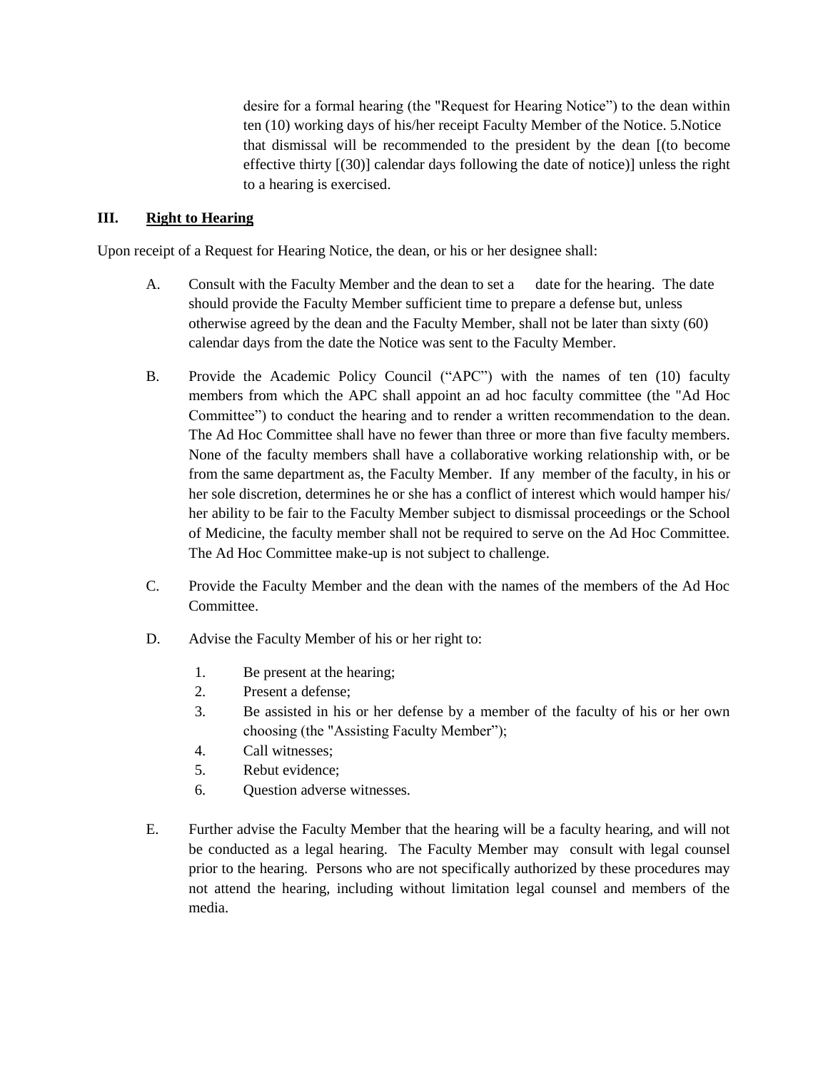desire for a formal hearing (the "Request for Hearing Notice") to the dean within ten (10) working days of his/her receipt Faculty Member of the Notice. 5.Notice that dismissal will be recommended to the president by the dean [(to become effective thirty [(30)] calendar days following the date of notice)] unless the right to a hearing is exercised.

## III. Right to Hearing

Upon receipt of a Request for Hearing Notice, the dean, or his or her designee shall:

A. Consult with the Faculty Member and the dean to set a date for the hearing. The date should provide the Faculty Member sufficient time to prepare a defense but, unless otherwise agreed by the dean and the Faculty Member, shall not be later than sixty (60) calendar days from the date the Notice was sent to the Faculty Member.

B. Provide the Academic Policy Council ("APC") with the names of ten (10) faculty members from which the APC shall appoint an ad hoc faculty committee (the "Ad Hoc Committee") to conduct the hearing and to render a written recommendation to the dean. The Ad Hoc Committee shall have no fewer than three or more than five faculty members. None of the faculty members shall have a collaborative working relationship with, or be from the same department as, the Faculty Member. If any member of the faculty, in his or her sole discretion, determines he or she has a conflict of interest which would hamper his/ her ability to be fair to the Faculty Member subject to dismissal proceedings or the School of Medicine, the faculty member shall not be required to serve on the Ad Hoc Committee. The Ad Hoc Committee make-up is not subject to challenge.

C. Provide the Faculty Member and the dean with the names of the members of the Ad Hoc Committee.

D. Advise the Faculty Member of his or her right to:

   1. Be present at the hearing;
   2. Present a defense;
   3. Be assisted in his or her defense by a member of the faculty of his or her own choosing (the "Assisting Faculty Member");
   4. Call witnesses;
   5. Rebut evidence;
   6. Question adverse witnesses.

E. Further advise the Faculty Member that the hearing will be a faculty hearing, and will not be conducted as a legal hearing. The Faculty Member may consult with legal counsel prior to the hearing. Persons who are not specifically authorized by these procedures may not attend the hearing, including without limitation legal counsel and members of the media.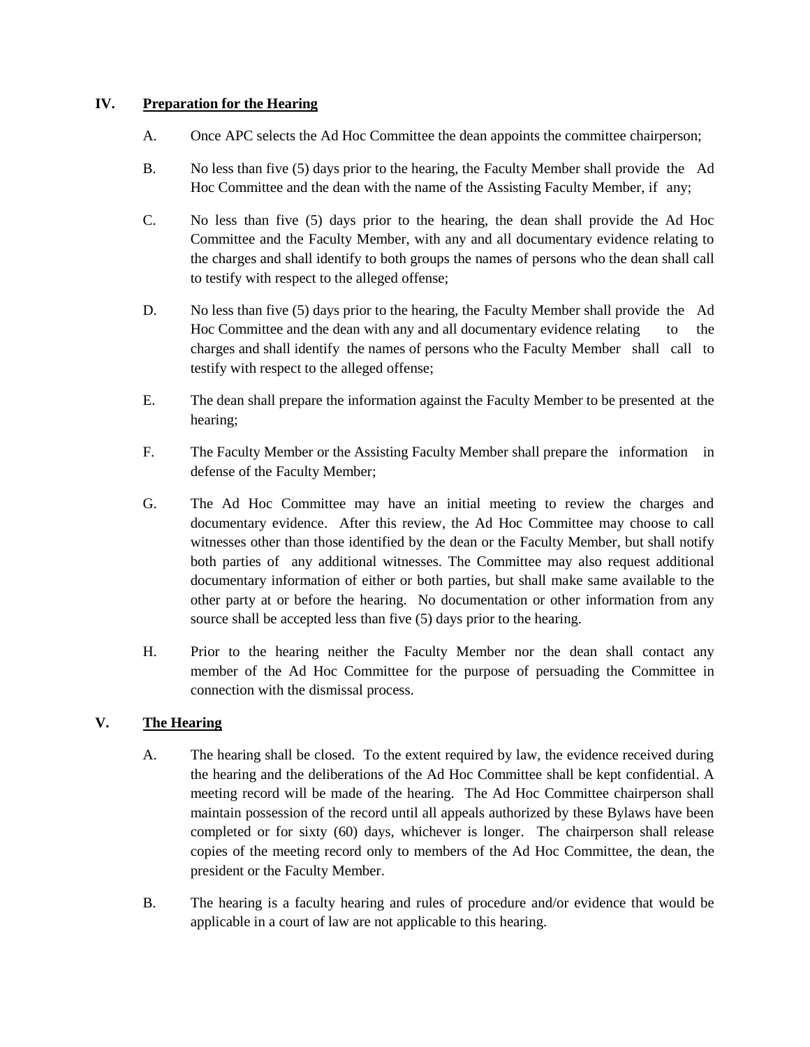## IV. Preparation for the Hearing

A. Once APC selects the Ad Hoc Committee the dean appoints the committee chairperson;

B. No less than five (5) days prior to the hearing, the Faculty Member shall provide the Ad Hoc Committee and the dean with the name of the Assisting Faculty Member, if any;

C. No less than five (5) days prior to the hearing, the dean shall provide the Ad Hoc Committee and the Faculty Member, with any and all documentary evidence relating to the charges and shall identify to both groups the names of persons who the dean shall call to testify with respect to the alleged offense;

D. No less than five (5) days prior to the hearing, the Faculty Member shall provide the Ad Hoc Committee and the dean with any and all documentary evidence relating to the charges and shall identify the names of persons who the Faculty Member shall call to testify with respect to the alleged offense;

E. The dean shall prepare the information against the Faculty Member to be presented at the hearing;

F. The Faculty Member or the Assisting Faculty Member shall prepare the information in defense of the Faculty Member;

G. The Ad Hoc Committee may have an initial meeting to review the charges and documentary evidence. After this review, the Ad Hoc Committee may choose to call witnesses other than those identified by the dean or the Faculty Member, but shall notify both parties of any additional witnesses. The Committee may also request additional documentary information of either or both parties, but shall make same available to the other party at or before the hearing. No documentation or other information from any source shall be accepted less than five (5) days prior to the hearing.

H. Prior to the hearing neither the Faculty Member nor the dean shall contact any member of the Ad Hoc Committee for the purpose of persuading the Committee in connection with the dismissal process.

## V. The Hearing

A. The hearing shall be closed. To the extent required by law, the evidence received during the hearing and the deliberations of the Ad Hoc Committee shall be kept confidential. A meeting record will be made of the hearing. The Ad Hoc Committee chairperson shall maintain possession of the record until all appeals authorized by these Bylaws have been completed or for sixty (60) days, whichever is longer. The chairperson shall release copies of the meeting record only to members of the Ad Hoc Committee, the dean, the president or the Faculty Member.

B. The hearing is a faculty hearing and rules of procedure and/or evidence that would be applicable in a court of law are not applicable to this hearing.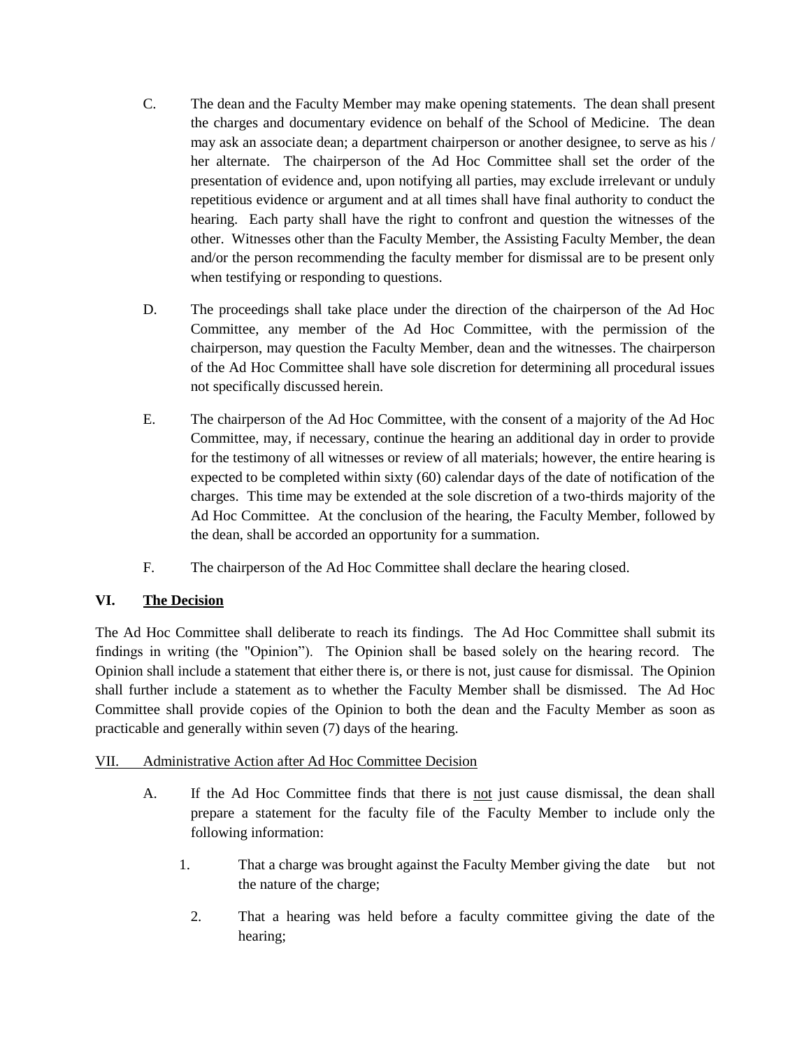C. The dean and the Faculty Member may make opening statements. The dean shall present the charges and documentary evidence on behalf of the School of Medicine. The dean may ask an associate dean; a department chairperson or another designee, to serve as his / her alternate. The chairperson of the Ad Hoc Committee shall set the order of the presentation of evidence and, upon notifying all parties, may exclude irrelevant or unduly repetitious evidence or argument and at all times shall have final authority to conduct the hearing. Each party shall have the right to confront and question the witnesses of the other. Witnesses other than the Faculty Member, the Assisting Faculty Member, the dean and/or the person recommending the faculty member for dismissal are to be present only when testifying or responding to questions.

D. The proceedings shall take place under the direction of the chairperson of the Ad Hoc Committee, any member of the Ad Hoc Committee, with the permission of the chairperson, may question the Faculty Member, dean and the witnesses. The chairperson of the Ad Hoc Committee shall have sole discretion for determining all procedural issues not specifically discussed herein.

E. The chairperson of the Ad Hoc Committee, with the consent of a majority of the Ad Hoc Committee, may, if necessary, continue the hearing an additional day in order to provide for the testimony of all witnesses or review of all materials; however, the entire hearing is expected to be completed within sixty (60) calendar days of the date of notification of the charges. This time may be extended at the sole discretion of a two-thirds majority of the Ad Hoc Committee. At the conclusion of the hearing, the Faculty Member, followed by the dean, shall be accorded an opportunity for a summation.

F. The chairperson of the Ad Hoc Committee shall declare the hearing closed.

## VI. The Decision

The Ad Hoc Committee shall deliberate to reach its findings. The Ad Hoc Committee shall submit its findings in writing (the "Opinion"). The Opinion shall be based solely on the hearing record. The Opinion shall include a statement that either there is, or there is not, just cause for dismissal. The Opinion shall further include a statement as to whether the Faculty Member shall be dismissed. The Ad Hoc Committee shall provide copies of the Opinion to both the dean and the Faculty Member as soon as practicable and generally within seven (7) days of the hearing.

## VII. Administrative Action after Ad Hoc Committee Decision

A. If the Ad Hoc Committee finds that there is not just cause dismissal, the dean shall prepare a statement for the faculty file of the Faculty Member to include only the following information:

1. That a charge was brought against the Faculty Member giving the date but not the nature of the charge;

2. That a hearing was held before a faculty committee giving the date of the hearing;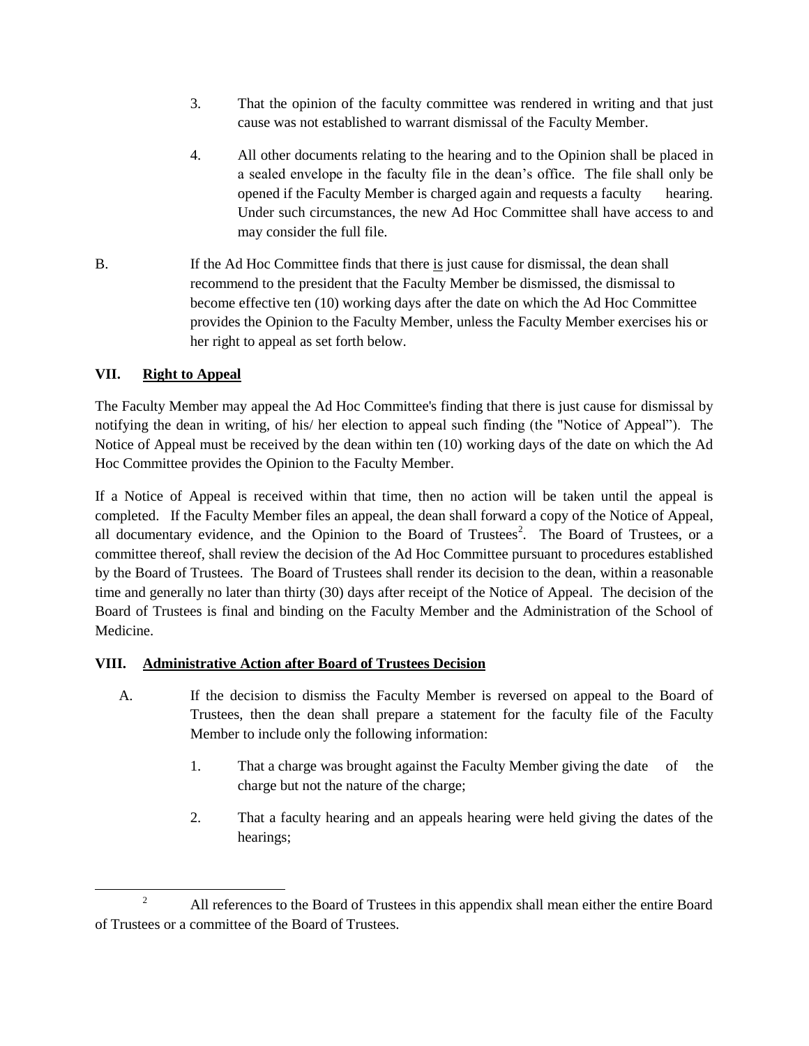3. That the opinion of the faculty committee was rendered in writing and that just cause was not established to warrant dismissal of the Faculty Member.

4. All other documents relating to the hearing and to the Opinion shall be placed in a sealed envelope in the faculty file in the dean's office. The file shall only be opened if the Faculty Member is charged again and requests a faculty hearing. Under such circumstances, the new Ad Hoc Committee shall have access to and may consider the full file.

B. If the Ad Hoc Committee finds that there is just cause for dismissal, the dean shall recommend to the president that the Faculty Member be dismissed, the dismissal to become effective ten (10) working days after the date on which the Ad Hoc Committee provides the Opinion to the Faculty Member, unless the Faculty Member exercises his or her right to appeal as set forth below.

## VII. Right to Appeal

The Faculty Member may appeal the Ad Hoc Committee's finding that there is just cause for dismissal by notifying the dean in writing, of his/ her election to appeal such finding (the "Notice of Appeal"). The Notice of Appeal must be received by the dean within ten (10) working days of the date on which the Ad Hoc Committee provides the Opinion to the Faculty Member.

If a Notice of Appeal is received within that time, then no action will be taken until the appeal is completed. If the Faculty Member files an appeal, the dean shall forward a copy of the Notice of Appeal, all documentary evidence, and the Opinion to the Board of Trustees[2]. The Board of Trustees, or a committee thereof, shall review the decision of the Ad Hoc Committee pursuant to procedures established by the Board of Trustees. The Board of Trustees shall render its decision to the dean, within a reasonable time and generally no later than thirty (30) days after receipt of the Notice of Appeal. The decision of the Board of Trustees is final and binding on the Faculty Member and the Administration of the School of Medicine.

## VIII. Administrative Action after Board of Trustees Decision

A. If the decision to dismiss the Faculty Member is reversed on appeal to the Board of Trustees, then the dean shall prepare a statement for the faculty file of the Faculty Member to include only the following information:

1. That a charge was brought against the Faculty Member giving the date of the charge but not the nature of the charge;

2. That a faculty hearing and an appeals hearing were held giving the dates of the hearings;

---

[2] All references to the Board of Trustees in this appendix shall mean either the entire Board of Trustees or a committee of the Board of Trustees.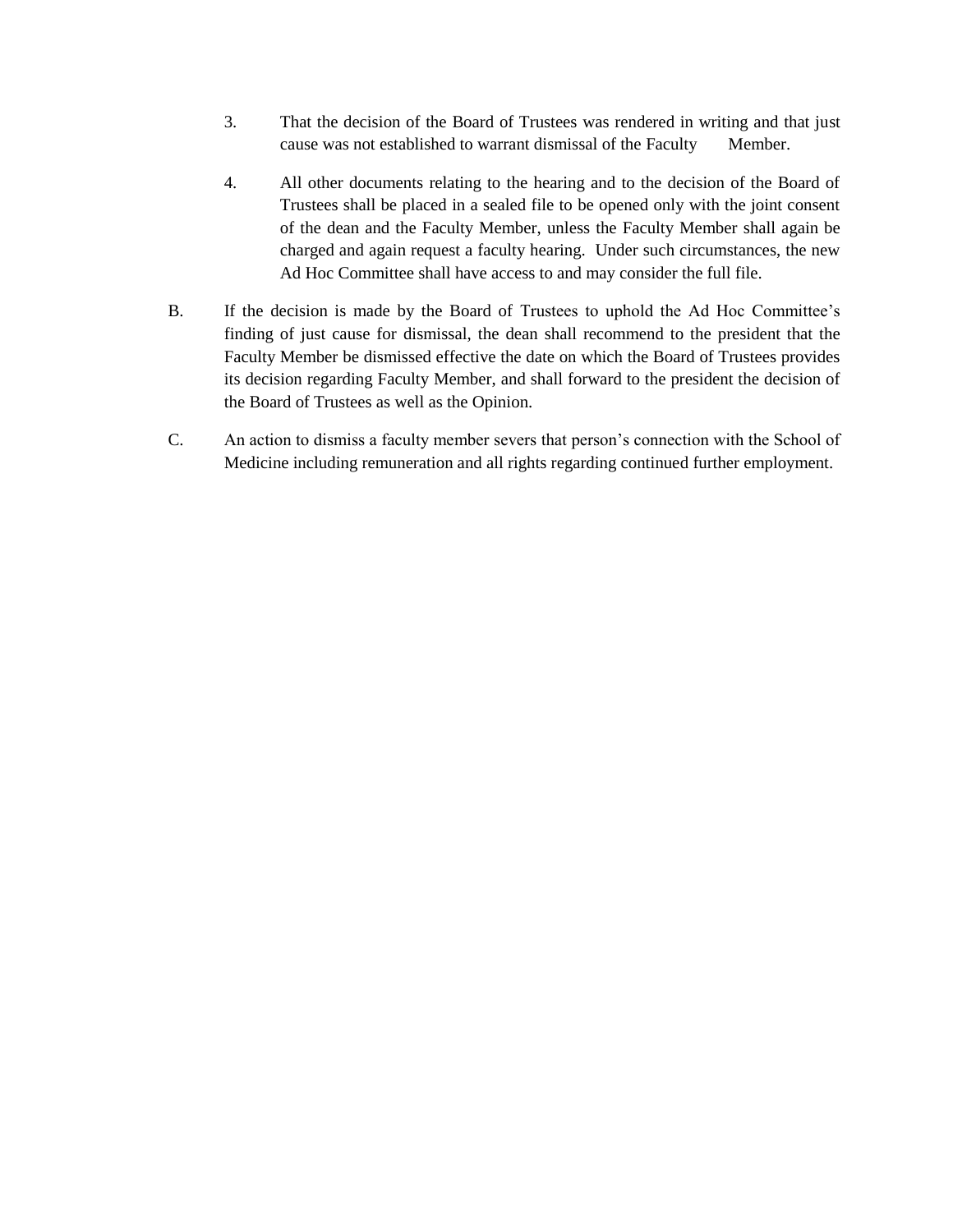3. That the decision of the Board of Trustees was rendered in writing and that just cause was not established to warrant dismissal of the Faculty Member.

4. All other documents relating to the hearing and to the decision of the Board of Trustees shall be placed in a sealed file to be opened only with the joint consent of the dean and the Faculty Member, unless the Faculty Member shall again be charged and again request a faculty hearing. Under such circumstances, the new Ad Hoc Committee shall have access to and may consider the full file.

B. If the decision is made by the Board of Trustees to uphold the Ad Hoc Committee's finding of just cause for dismissal, the dean shall recommend to the president that the Faculty Member be dismissed effective the date on which the Board of Trustees provides its decision regarding Faculty Member, and shall forward to the president the decision of the Board of Trustees as well as the Opinion.

C. An action to dismiss a faculty member severs that person's connection with the School of Medicine including remuneration and all rights regarding continued further employment.